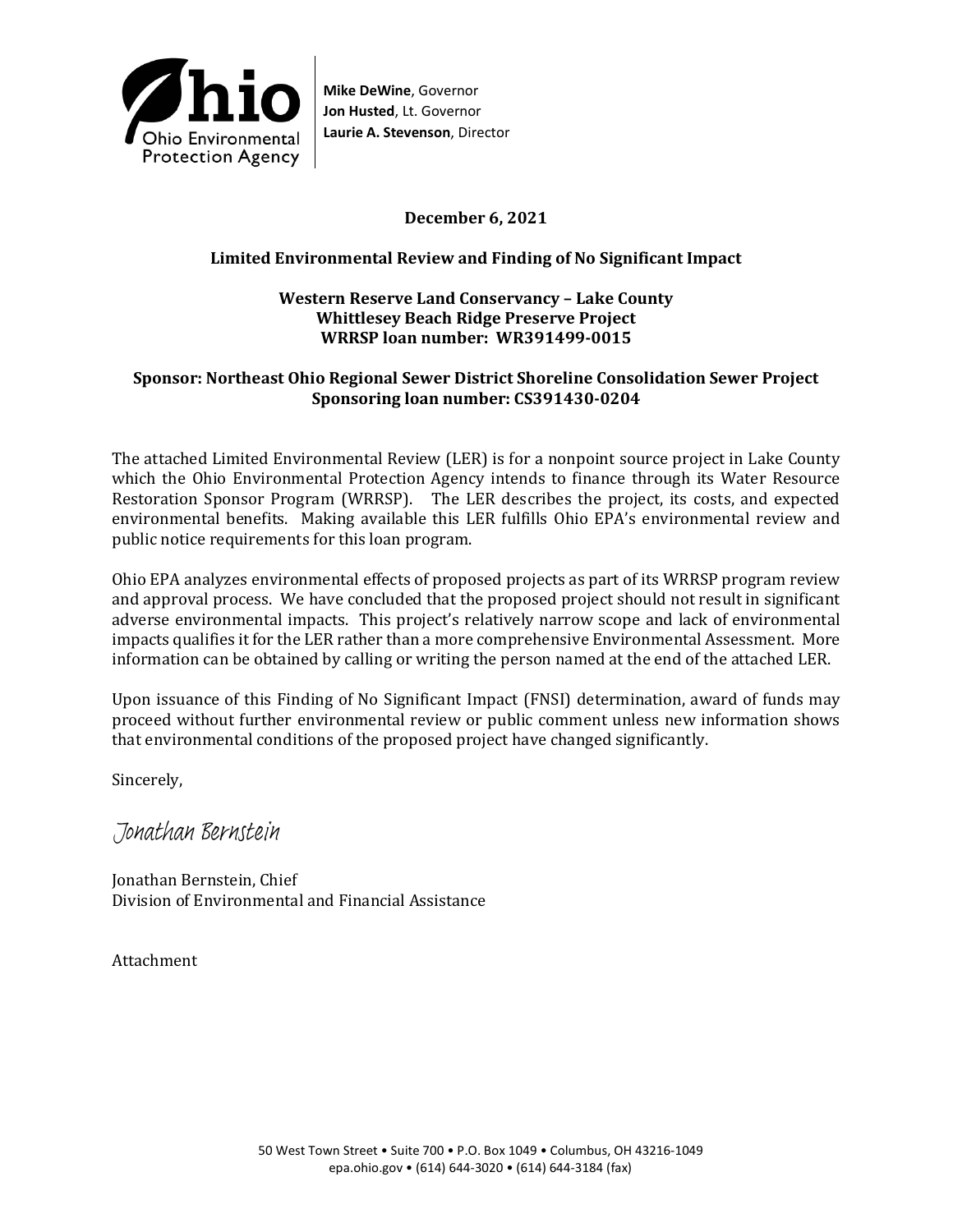**Ohio Environmental Protection Agency**

**Mike DeWine**, Governor
**Jon Husted**, Lt. Governor
**Laurie A. Stevenson**, Director

**December 6, 2021**

**Limited Environmental Review and Finding of No Significant Impact**

**Western Reserve Land Conservancy – Lake County**
**Whittlesey Beach Ridge Preserve Project**
**WRRSP loan number: WR391499-0015**

**Sponsor: Northeast Ohio Regional Sewer District Shoreline Consolidation Sewer Project**
**Sponsoring loan number: CS391430-0204**

The attached Limited Environmental Review (LER) is for a nonpoint source project in Lake County which the Ohio Environmental Protection Agency intends to finance through its Water Resource Restoration Sponsor Program (WRRSP). The LER describes the project, its costs, and expected environmental benefits. Making available this LER fulfills Ohio EPA's environmental review and public notice requirements for this loan program.

Ohio EPA analyzes environmental effects of proposed projects as part of its WRRSP program review and approval process. We have concluded that the proposed project should not result in significant adverse environmental impacts. This project's relatively narrow scope and lack of environmental impacts qualifies it for the LER rather than a more comprehensive Environmental Assessment. More information can be obtained by calling or writing the person named at the end of the attached LER.

Upon issuance of this Finding of No Significant Impact (FNSI) determination, award of funds may proceed without further environmental review or public comment unless new information shows that environmental conditions of the proposed project have changed significantly.

Sincerely,

*Jonathan Bernstein*

Jonathan Bernstein, Chief
Division of Environmental and Financial Assistance

Attachment

50 West Town Street • Suite 700 • P.O. Box 1049 • Columbus, OH 43216-1049
epa.ohio.gov • (614) 644-3020 • (614) 644-3184 (fax)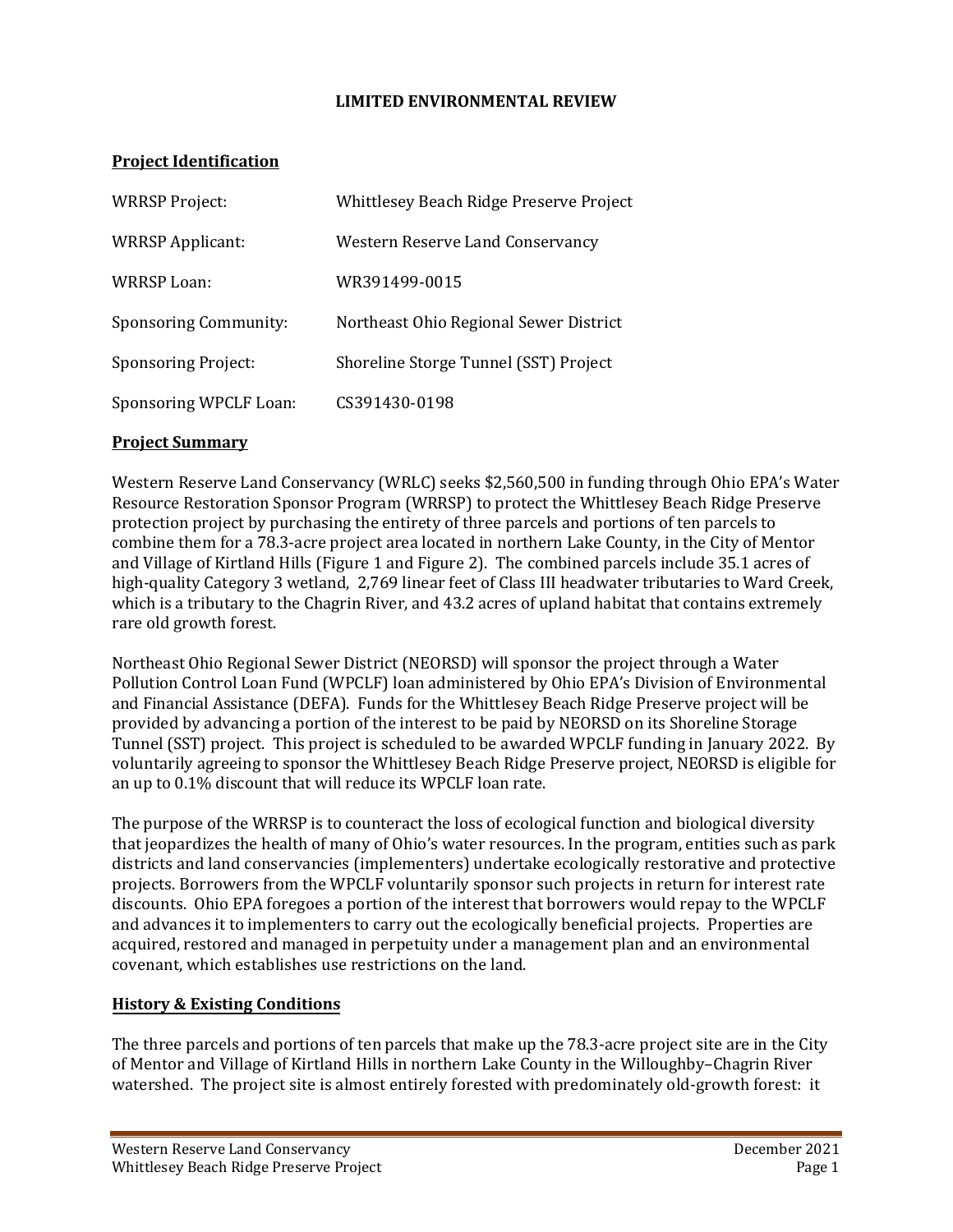# LIMITED ENVIRONMENTAL REVIEW

## Project Identification

| | |
|---|---|
| WRRSP Project: | Whittlesey Beach Ridge Preserve Project |
| WRRSP Applicant: | Western Reserve Land Conservancy |
| WRRSP Loan: | WR391499-0015 |
| Sponsoring Community: | Northeast Ohio Regional Sewer District |
| Sponsoring Project: | Shoreline Storge Tunnel (SST) Project |
| Sponsoring WPCLF Loan: | CS391430-0198 |

## Project Summary

Western Reserve Land Conservancy (WRLC) seeks $2,560,500 in funding through Ohio EPA's Water Resource Restoration Sponsor Program (WRRSP) to protect the Whittlesey Beach Ridge Preserve protection project by purchasing the entirety of three parcels and portions of ten parcels to combine them for a 78.3-acre project area located in northern Lake County, in the City of Mentor and Village of Kirtland Hills (Figure 1 and Figure 2). The combined parcels include 35.1 acres of high-quality Category 3 wetland, 2,769 linear feet of Class III headwater tributaries to Ward Creek, which is a tributary to the Chagrin River, and 43.2 acres of upland habitat that contains extremely rare old growth forest.

Northeast Ohio Regional Sewer District (NEORSD) will sponsor the project through a Water Pollution Control Loan Fund (WPCLF) loan administered by Ohio EPA's Division of Environmental and Financial Assistance (DEFA). Funds for the Whittlesey Beach Ridge Preserve project will be provided by advancing a portion of the interest to be paid by NEORSD on its Shoreline Storage Tunnel (SST) project. This project is scheduled to be awarded WPCLF funding in January 2022. By voluntarily agreeing to sponsor the Whittlesey Beach Ridge Preserve project, NEORSD is eligible for an up to 0.1% discount that will reduce its WPCLF loan rate.

The purpose of the WRRSP is to counteract the loss of ecological function and biological diversity that jeopardizes the health of many of Ohio's water resources. In the program, entities such as park districts and land conservancies (implementers) undertake ecologically restorative and protective projects. Borrowers from the WPCLF voluntarily sponsor such projects in return for interest rate discounts. Ohio EPA foregoes a portion of the interest that borrowers would repay to the WPCLF and advances it to implementers to carry out the ecologically beneficial projects. Properties are acquired, restored and managed in perpetuity under a management plan and an environmental covenant, which establishes use restrictions on the land.

## History & Existing Conditions

The three parcels and portions of ten parcels that make up the 78.3-acre project site are in the City of Mentor and Village of Kirtland Hills in northern Lake County in the Willoughby–Chagrin River watershed. The project site is almost entirely forested with predominately old-growth forest: it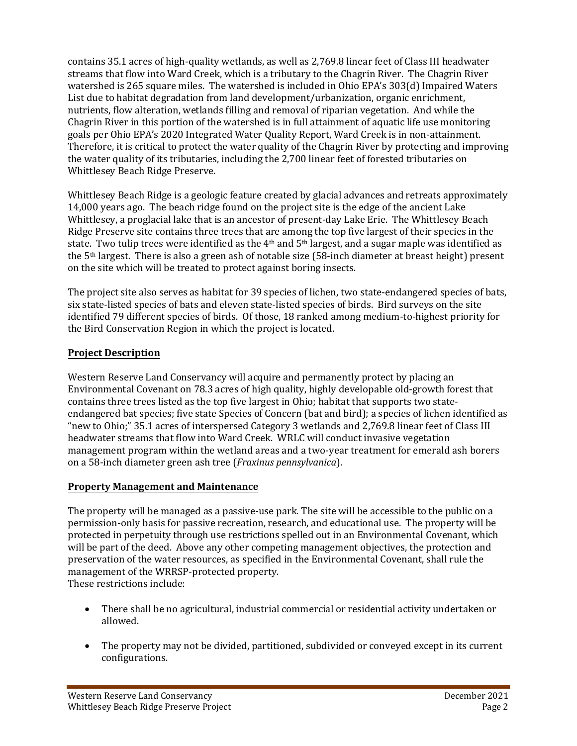contains 35.1 acres of high-quality wetlands, as well as 2,769.8 linear feet of Class III headwater streams that flow into Ward Creek, which is a tributary to the Chagrin River. The Chagrin River watershed is 265 square miles. The watershed is included in Ohio EPA's 303(d) Impaired Waters List due to habitat degradation from land development/urbanization, organic enrichment, nutrients, flow alteration, wetlands filling and removal of riparian vegetation. And while the Chagrin River in this portion of the watershed is in full attainment of aquatic life use monitoring goals per Ohio EPA's 2020 Integrated Water Quality Report, Ward Creek is in non-attainment. Therefore, it is critical to protect the water quality of the Chagrin River by protecting and improving the water quality of its tributaries, including the 2,700 linear feet of forested tributaries on Whittlesey Beach Ridge Preserve.

Whittlesey Beach Ridge is a geologic feature created by glacial advances and retreats approximately 14,000 years ago. The beach ridge found on the project site is the edge of the ancient Lake Whittlesey, a proglacial lake that is an ancestor of present-day Lake Erie. The Whittlesey Beach Ridge Preserve site contains three trees that are among the top five largest of their species in the state. Two tulip trees were identified as the 4th and 5th largest, and a sugar maple was identified as the 5th largest. There is also a green ash of notable size (58-inch diameter at breast height) present on the site which will be treated to protect against boring insects.

The project site also serves as habitat for 39 species of lichen, two state-endangered species of bats, six state-listed species of bats and eleven state-listed species of birds. Bird surveys on the site identified 79 different species of birds. Of those, 18 ranked among medium-to-highest priority for the Bird Conservation Region in which the project is located.

## **Project Description**

Western Reserve Land Conservancy will acquire and permanently protect by placing an Environmental Covenant on 78.3 acres of high quality, highly developable old-growth forest that contains three trees listed as the top five largest in Ohio; habitat that supports two state-endangered bat species; five state Species of Concern (bat and bird); a species of lichen identified as "new to Ohio;" 35.1 acres of interspersed Category 3 wetlands and 2,769.8 linear feet of Class III headwater streams that flow into Ward Creek. WRLC will conduct invasive vegetation management program within the wetland areas and a two-year treatment for emerald ash borers on a 58-inch diameter green ash tree (*Fraxinus pennsylvanica*).

## **Property Management and Maintenance**

The property will be managed as a passive-use park. The site will be accessible to the public on a permission-only basis for passive recreation, research, and educational use. The property will be protected in perpetuity through use restrictions spelled out in an Environmental Covenant, which will be part of the deed. Above any other competing management objectives, the protection and preservation of the water resources, as specified in the Environmental Covenant, shall rule the management of the WRRSP-protected property.
These restrictions include:

- There shall be no agricultural, industrial commercial or residential activity undertaken or allowed.
- The property may not be divided, partitioned, subdivided or conveyed except in its current configurations.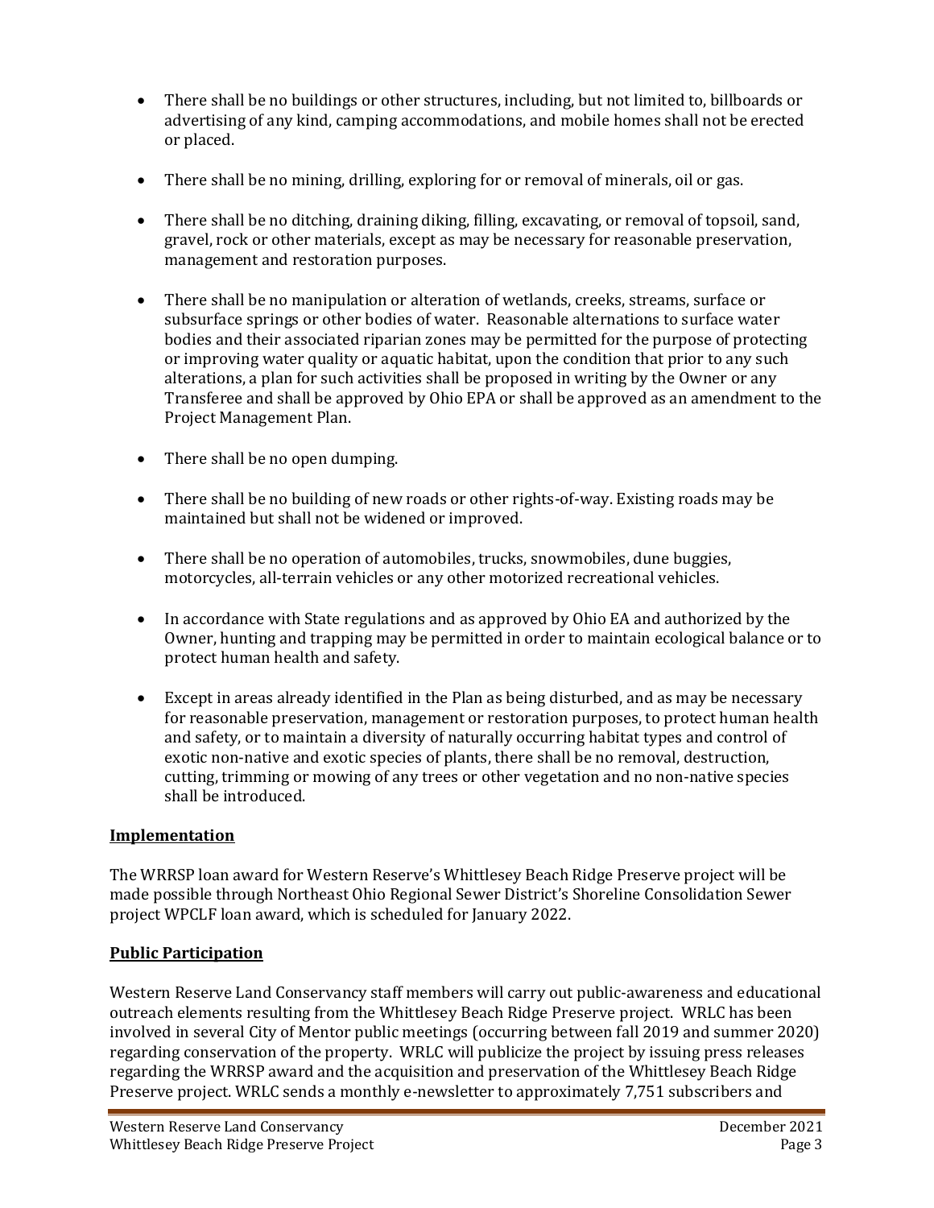- There shall be no buildings or other structures, including, but not limited to, billboards or advertising of any kind, camping accommodations, and mobile homes shall not be erected or placed.
- There shall be no mining, drilling, exploring for or removal of minerals, oil or gas.
- There shall be no ditching, draining diking, filling, excavating, or removal of topsoil, sand, gravel, rock or other materials, except as may be necessary for reasonable preservation, management and restoration purposes.
- There shall be no manipulation or alteration of wetlands, creeks, streams, surface or subsurface springs or other bodies of water. Reasonable alternations to surface water bodies and their associated riparian zones may be permitted for the purpose of protecting or improving water quality or aquatic habitat, upon the condition that prior to any such alterations, a plan for such activities shall be proposed in writing by the Owner or any Transferee and shall be approved by Ohio EPA or shall be approved as an amendment to the Project Management Plan.
- There shall be no open dumping.
- There shall be no building of new roads or other rights-of-way. Existing roads may be maintained but shall not be widened or improved.
- There shall be no operation of automobiles, trucks, snowmobiles, dune buggies, motorcycles, all-terrain vehicles or any other motorized recreational vehicles.
- In accordance with State regulations and as approved by Ohio EA and authorized by the Owner, hunting and trapping may be permitted in order to maintain ecological balance or to protect human health and safety.
- Except in areas already identified in the Plan as being disturbed, and as may be necessary for reasonable preservation, management or restoration purposes, to protect human health and safety, or to maintain a diversity of naturally occurring habitat types and control of exotic non-native and exotic species of plants, there shall be no removal, destruction, cutting, trimming or mowing of any trees or other vegetation and no non-native species shall be introduced.

**Implementation**

The WRRSP loan award for Western Reserve's Whittlesey Beach Ridge Preserve project will be made possible through Northeast Ohio Regional Sewer District's Shoreline Consolidation Sewer project WPCLF loan award, which is scheduled for January 2022.

**Public Participation**

Western Reserve Land Conservancy staff members will carry out public-awareness and educational outreach elements resulting from the Whittlesey Beach Ridge Preserve project. WRLC has been involved in several City of Mentor public meetings (occurring between fall 2019 and summer 2020) regarding conservation of the property. WRLC will publicize the project by issuing press releases regarding the WRRSP award and the acquisition and preservation of the Whittlesey Beach Ridge Preserve project. WRLC sends a monthly e-newsletter to approximately 7,751 subscribers and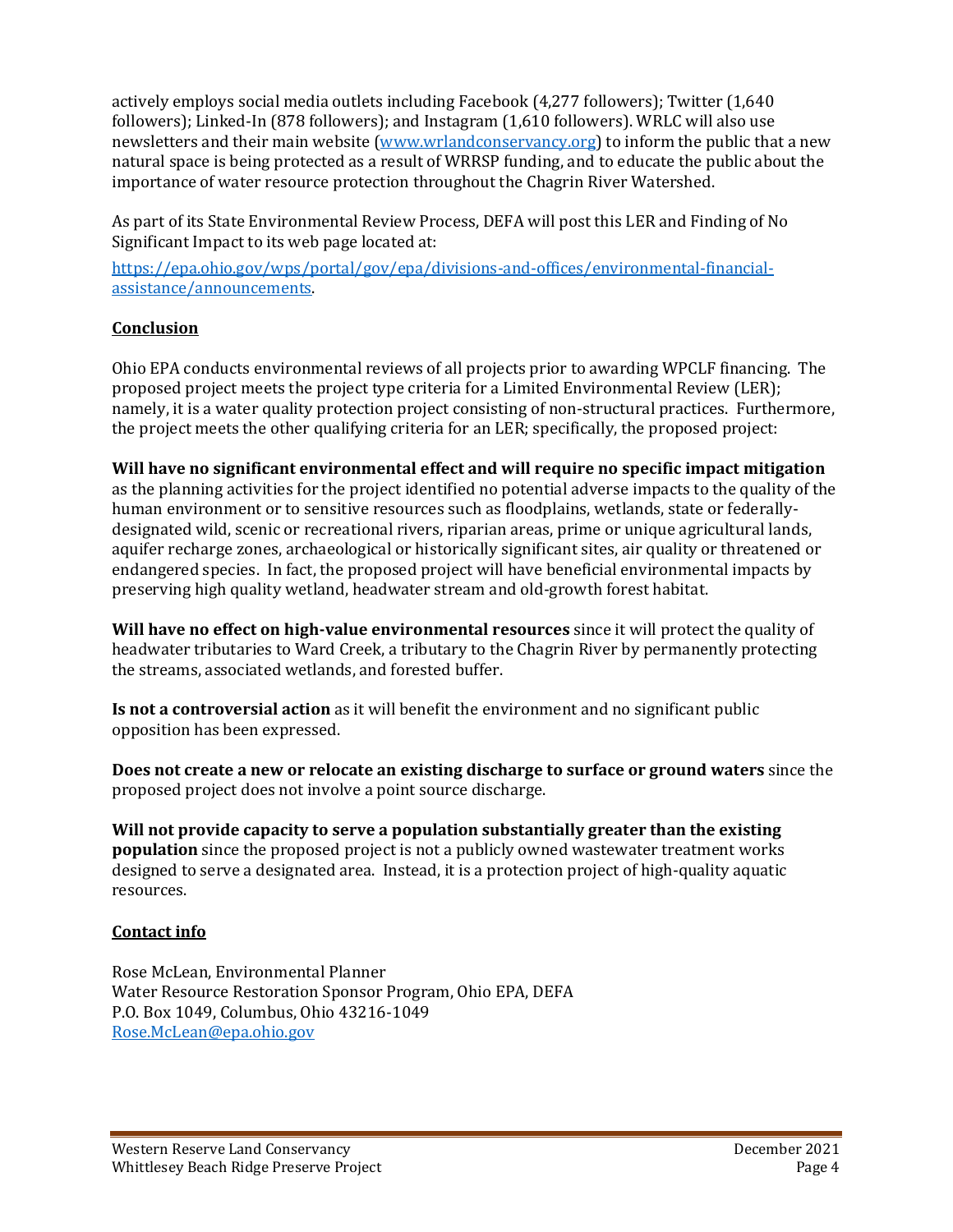actively employs social media outlets including Facebook (4,277 followers); Twitter (1,640 followers); Linked-In (878 followers); and Instagram (1,610 followers). WRLC will also use newsletters and their main website ([www.wrlandconservancy.org](www.wrlandconservancy.org)) to inform the public that a new natural space is being protected as a result of WRRSP funding, and to educate the public about the importance of water resource protection throughout the Chagrin River Watershed.

As part of its State Environmental Review Process, DEFA will post this LER and Finding of No Significant Impact to its web page located at:

[https://epa.ohio.gov/wps/portal/gov/epa/divisions-and-offices/environmental-financial-assistance/announcements](https://epa.ohio.gov/wps/portal/gov/epa/divisions-and-offices/environmental-financial-assistance/announcements).

## Conclusion

Ohio EPA conducts environmental reviews of all projects prior to awarding WPCLF financing. The proposed project meets the project type criteria for a Limited Environmental Review (LER); namely, it is a water quality protection project consisting of non-structural practices. Furthermore, the project meets the other qualifying criteria for an LER; specifically, the proposed project:

**Will have no significant environmental effect and will require no specific impact mitigation** as the planning activities for the project identified no potential adverse impacts to the quality of the human environment or to sensitive resources such as floodplains, wetlands, state or federally-designated wild, scenic or recreational rivers, riparian areas, prime or unique agricultural lands, aquifer recharge zones, archaeological or historically significant sites, air quality or threatened or endangered species. In fact, the proposed project will have beneficial environmental impacts by preserving high quality wetland, headwater stream and old-growth forest habitat.

**Will have no effect on high-value environmental resources** since it will protect the quality of headwater tributaries to Ward Creek, a tributary to the Chagrin River by permanently protecting the streams, associated wetlands, and forested buffer.

**Is not a controversial action** as it will benefit the environment and no significant public opposition has been expressed.

**Does not create a new or relocate an existing discharge to surface or ground waters** since the proposed project does not involve a point source discharge.

**Will not provide capacity to serve a population substantially greater than the existing population** since the proposed project is not a publicly owned wastewater treatment works designed to serve a designated area. Instead, it is a protection project of high-quality aquatic resources.

## Contact info

Rose McLean, Environmental Planner
Water Resource Restoration Sponsor Program, Ohio EPA, DEFA
P.O. Box 1049, Columbus, Ohio 43216-1049
[Rose.McLean@epa.ohio.gov](mailto:Rose.McLean@epa.ohio.gov)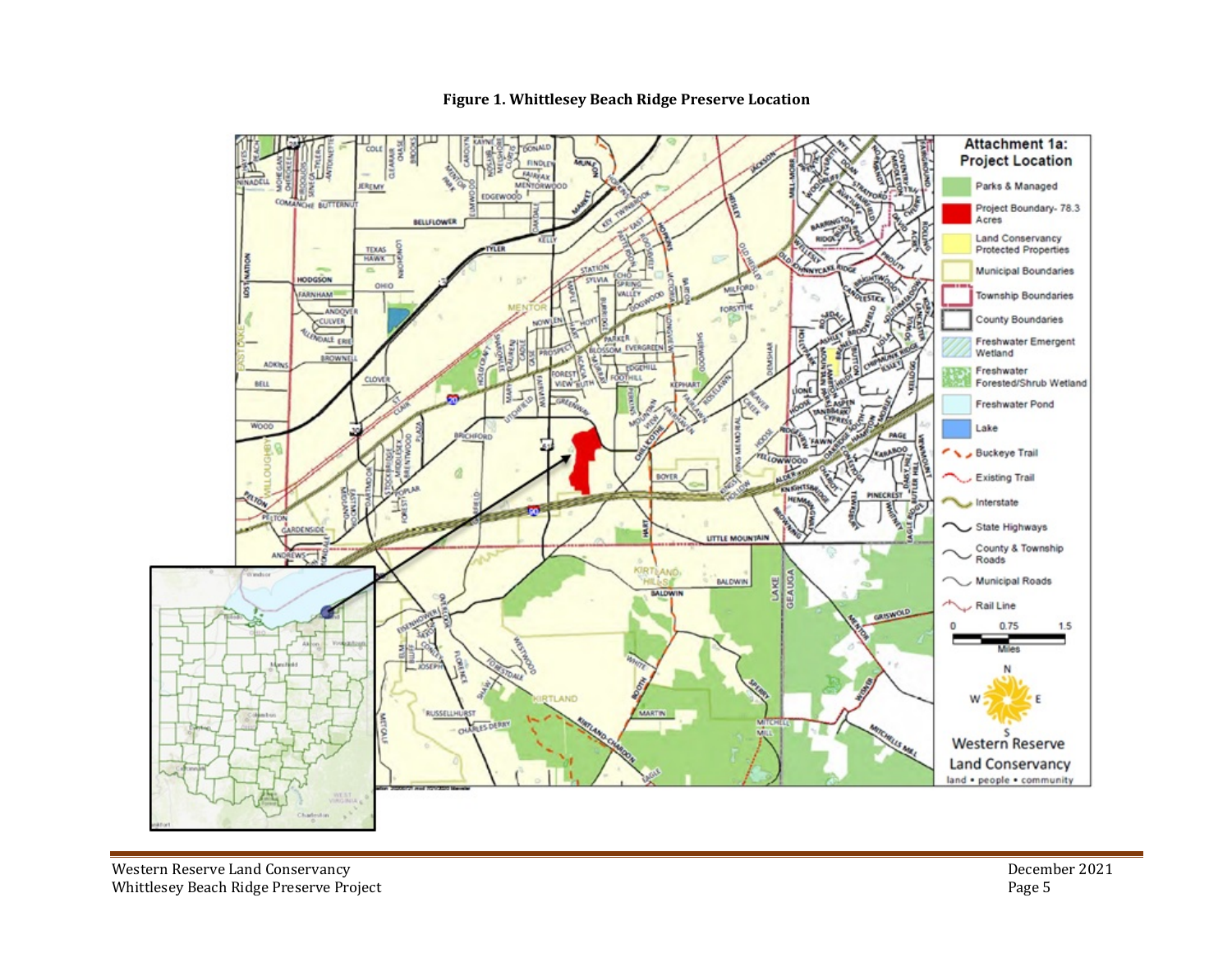**Figure 1. Whittlesey Beach Ridge Preserve Location**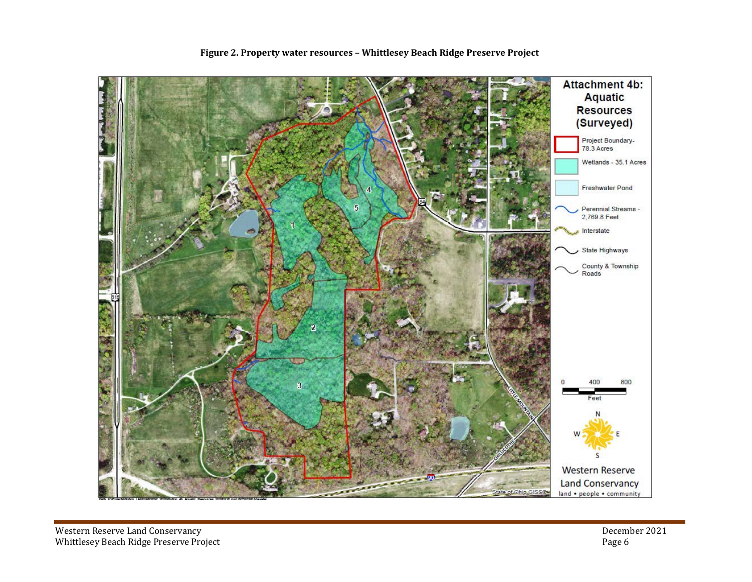**Figure 2. Property water resources – Whittlesey Beach Ridge Preserve Project**

Attachment 4b: Aquatic Resources (Surveyed)

Project Boundary- 78.3 Acres

Wetlands - 35.1 Acres

Freshwater Pond

Perennial Streams - 2,769.8 Feet

Interstate

State Highways

County & Township Roads

0 400 800

Feet

N

W E

S

Western Reserve Land Conservancy

land • people • community

1

2

3

4

5

84

615

90

LITTLE MOUNTAIN

CHILLICOTHE

State of Ohio GISSC